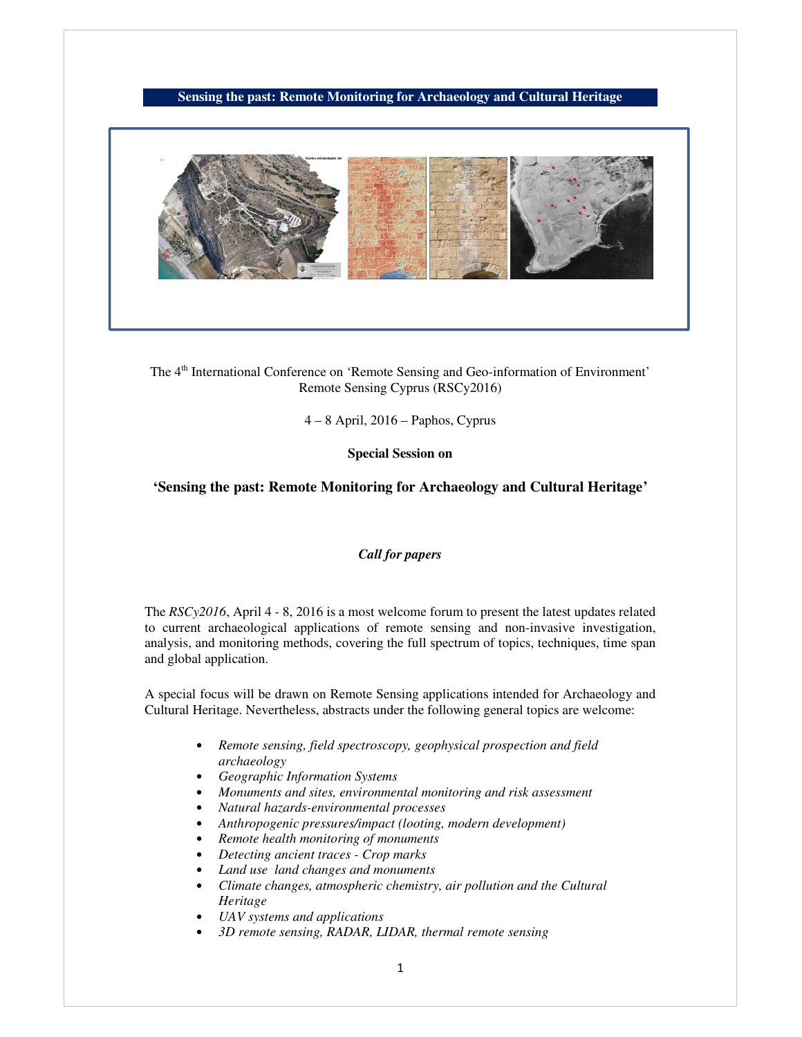**Sensing the past: Remote Monitoring for Archaeology and Cultural Heritage**

The 4th International Conference on 'Remote Sensing and Geo-information of Environment'
Remote Sensing Cyprus (RSCy2016)

4 – 8 April, 2016 – Paphos, Cyprus

**Special Session on**

## 'Sensing the past: Remote Monitoring for Archaeology and Cultural Heritage'

***Call for papers***

The *RSCy2016*, April 4 - 8, 2016 is a most welcome forum to present the latest updates related to current archaeological applications of remote sensing and non-invasive investigation, analysis, and monitoring methods, covering the full spectrum of topics, techniques, time span and global application.

A special focus will be drawn on Remote Sensing applications intended for Archaeology and Cultural Heritage. Nevertheless, abstracts under the following general topics are welcome:

- *Remote sensing, field spectroscopy, geophysical prospection and field archaeology*
- *Geographic Information Systems*
- *Monuments and sites, environmental monitoring and risk assessment*
- *Natural hazards-environmental processes*
- *Anthropogenic pressures/impact (looting, modern development)*
- *Remote health monitoring of monuments*
- *Detecting ancient traces - Crop marks*
- *Land use land changes and monuments*
- *Climate changes, atmospheric chemistry, air pollution and the Cultural Heritage*
- *UAV systems and applications*
- *3D remote sensing, RADAR, LIDAR, thermal remote sensing*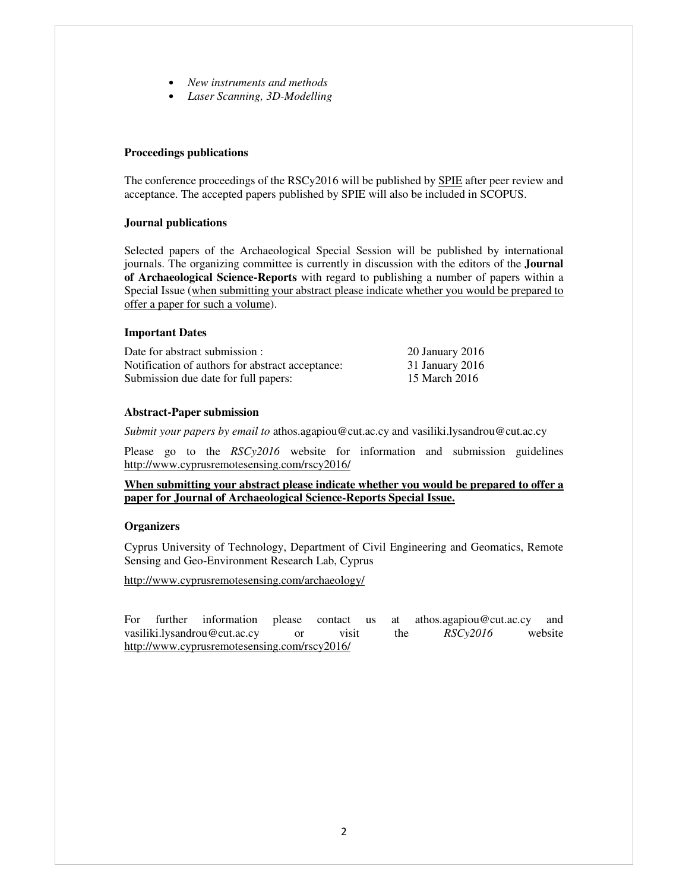- *New instruments and methods*
- *Laser Scanning, 3D-Modelling*

**Proceedings publications**

The conference proceedings of the RSCy2016 will be published by SPIE after peer review and acceptance. The accepted papers published by SPIE will also be included in SCOPUS.

**Journal publications**

Selected papers of the Archaeological Special Session will be published by international journals. The organizing committee is currently in discussion with the editors of the **Journal of Archaeological Science-Reports** with regard to publishing a number of papers within a Special Issue (when submitting your abstract please indicate whether you would be prepared to offer a paper for such a volume).

**Important Dates**

| | |
|---|---|
| Date for abstract submission : | 20 January 2016 |
| Notification of authors for abstract acceptance: | 31 January 2016 |
| Submission due date for full papers: | 15 March 2016 |

**Abstract-Paper submission**

*Submit your papers by email to* athos.agapiou@cut.ac.cy and vasiliki.lysandrou@cut.ac.cy

Please go to the *RSCy2016* website for information and submission guidelines http://www.cyprusremotesensing.com/rscy2016/

**When submitting your abstract please indicate whether you would be prepared to offer a paper for Journal of Archaeological Science-Reports Special Issue.**

**Organizers**

Cyprus University of Technology, Department of Civil Engineering and Geomatics, Remote Sensing and Geo-Environment Research Lab, Cyprus

http://www.cyprusremotesensing.com/archaeology/

For further information please contact us at athos.agapiou@cut.ac.cy and vasiliki.lysandrou@cut.ac.cy or visit the *RSCy2016* website http://www.cyprusremotesensing.com/rscy2016/